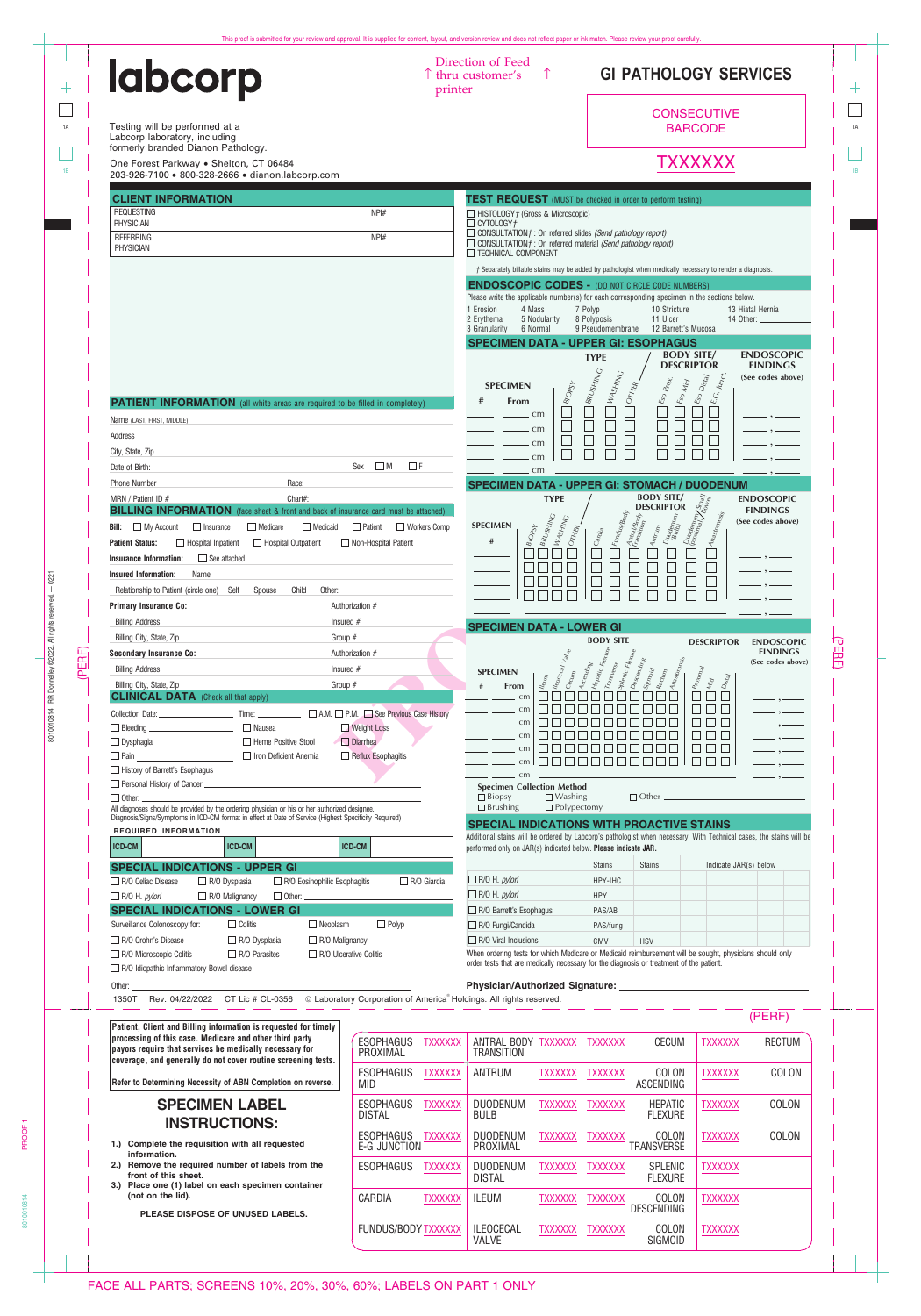This proof is submitted for your review and approval. It is supplied for content, layout, and version review and does not reflect paper or ink match. Please review your proof carefully.

# labcorp

Direction of Feed ↑ thru customer's printer ↑

## GI PATHOLOGY SERVICES

CONSECUTIVE BARCODE

TXXXXXX

Testing will be performed at a Labcorp laboratory, including formerly branded Dianon Pathology.

One Forest Parkway • Shelton, CT 06484
203-926-7100 • 800-328-2666 • dianon.labcorp.com

## CLIENT INFORMATION

| | |
|---|---|
| REQUESTING PHYSICIAN | NPI# |
| REFERRING PHYSICIAN | NPI# |

## PATIENT INFORMATION (all white areas are required to be filled in completely)

Name (LAST, FIRST, MIDDLE)

Address

City, State, Zip

Date of Birth: Sex ☐ M ☐ F

Phone Number Race:

MRN / Patient ID # Chart#:

## BILLING INFORMATION (face sheet & front and back of insurance card must be attached)

**Bill:** ☐ My Account ☐ Insurance ☐ Medicare ☐ Medicaid ☐ Patient ☐ Workers Comp

**Patient Status:** ☐ Hospital Inpatient ☐ Hospital Outpatient ☐ Non-Hospital Patient

**Insurance Information:** ☐ See attached

**Insured Information:** Name

Relationship to Patient (circle one) Self Spouse Child Other:

**Primary Insurance Co:** Authorization #

Billing Address Insured #

Billing City, State, Zip Group #

**Secondary Insurance Co:** Authorization #

Billing Address Insured #

Billing City, State, Zip Group #

## CLINICAL DATA (Check all that apply)

Collection Date: Time: ☐ A.M. ☐ P.M. ☐ See Previous Case History

☐ Bleeding ☐ Nausea ☐ Weight Loss

☐ Dysphagia ☐ Heme Positive Stool ☐ Diarrhea

☐ Pain ☐ Iron Deficient Anemia ☐ Reflux Esophagitis

☐ History of Barrett's Esophagus

☐ Personal History of Cancer

☐ Other:

All diagnoses should be provided by the ordering physician or his or her authorized designee. Diagnosis/Signs/Symptoms in ICD-CM format in effect at Date of Service (Highest Specificity Required)

**REQUIRED INFORMATION**

| ICD-CM | | ICD-CM | | ICD-CM | |
|---|---|---|---|---|---|

## SPECIAL INDICATIONS - UPPER GI

☐ R/O Celiac Disease ☐ R/O Dysplasia ☐ R/O Eosinophilic Esophagitis ☐ R/O Giardia

☐ R/O H. *pylori* ☐ R/O Malignancy ☐ Other:

## SPECIAL INDICATIONS - LOWER GI

Surveillance Colonoscopy for: ☐ Colitis ☐ Neoplasm ☐ Polyp

☐ R/O Crohn's Disease ☐ R/O Dysplasia ☐ R/O Malignancy

☐ R/O Microscopic Colitis ☐ R/O Parasites ☐ R/O Ulcerative Colitis

☐ R/O Idiopathic Inflammatory Bowel disease

Other:

## TEST REQUEST (MUST be checked in order to perform testing)

☐ HISTOLOGY† (Gross & Microscopic)
☐ CYTOLOGY†
☐ CONSULTATION†: On referred slides *(Send pathology report)*
☐ CONSULTATION†: On referred material *(Send pathology report)*
☐ TECHNICAL COMPONENT

† Separately billable stains may be added by pathologist when medically necessary to render a diagnosis.

## ENDOSCOPIC CODES - (DO NOT CIRCLE CODE NUMBERS)

Please write the applicable number(s) for each corresponding specimen in the sections below.

| | | | | |
|---|---|---|---|---|
| 1 Erosion | 4 Mass | 7 Polyp | 10 Stricture | 13 Hiatal Hernia |
| 2 Erythema | 5 Nodularity | 8 Polyposis | 11 Ulcer | 14 Other: |
| 3 Granularity | 6 Normal | 9 Pseudomembrane | 12 Barrett's Mucosa | |

## SPECIMEN DATA - UPPER GI: ESOPHAGUS

| SPECIMEN # | From | TYPE: BIOPSY | BRUSHING | WASHING | OTHER | BODY SITE/DESCRIPTOR: Eso Prox | Eso Mid | Eso Distal | E.G. Junct. | ENDOSCOPIC FINDINGS (See codes above) |
|---|---|---|---|---|---|---|---|---|---|---|
| | cm | ☐ | ☐ | ☐ | ☐ | ☐ | ☐ | ☐ | ☐ | , |
| | cm | ☐ | ☐ | ☐ | ☐ | ☐ | ☐ | ☐ | ☐ | , |
| | cm | ☐ | ☐ | ☐ | ☐ | ☐ | ☐ | ☐ | ☐ | , |
| | cm | ☐ | ☐ | ☐ | ☐ | ☐ | ☐ | ☐ | ☐ | , |
| | cm | | | | | | | | | , |

## SPECIMEN DATA - UPPER GI: STOMACH / DUODENUM

| SPECIMEN # | TYPE: BIOPSY | BRUSHING | WASHING | OTHER | BODY SITE/DESCRIPTOR: Cardia | Fundus/Body | Antral/Body Transition | Antrum | Duodenum (Bulb) | Duodenum (proximal) | Small Bowel | Anastomosis | ENDOSCOPIC FINDINGS (See codes above) |
|---|---|---|---|---|---|---|---|---|---|---|---|---|---|
| | ☐ | ☐ | ☐ | ☐ | ☐ | ☐ | ☐ | ☐ | ☐ | ☐ | ☐ | ☐ | , |
| | ☐ | ☐ | ☐ | ☐ | ☐ | ☐ | ☐ | ☐ | ☐ | ☐ | ☐ | ☐ | , |
| | ☐ | ☐ | ☐ | ☐ | ☐ | ☐ | ☐ | ☐ | ☐ | ☐ | ☐ | ☐ | , |
| | ☐ | ☐ | ☐ | ☐ | ☐ | ☐ | ☐ | ☐ | ☐ | ☐ | ☐ | ☐ | , |
| | | | | | | | | | | | | | , |

## SPECIMEN DATA - LOWER GI

| SPECIMEN # | From | BODY SITE: Ileum | Ileocecal Valve | Cecum | Ascending | Hepatic Flexure | Transverse | Splenic Flexure | Descending | Sigmoid | Rectum | Anastomosis | DESCRIPTOR: Proximal | Mid | Distal | ENDOSCOPIC FINDINGS (See codes above) |
|---|---|---|---|---|---|---|---|---|---|---|---|---|---|---|---|---|
| | cm | ☐ | ☐ | ☐ | ☐ | ☐ | ☐ | ☐ | ☐ | ☐ | ☐ | ☐ | ☐ | ☐ | ☐ | , |
| | cm | ☐ | ☐ | ☐ | ☐ | ☐ | ☐ | ☐ | ☐ | ☐ | ☐ | ☐ | ☐ | ☐ | ☐ | , |
| | cm | ☐ | ☐ | ☐ | ☐ | ☐ | ☐ | ☐ | ☐ | ☐ | ☐ | ☐ | ☐ | ☐ | ☐ | , |
| | cm | ☐ | ☐ | ☐ | ☐ | ☐ | ☐ | ☐ | ☐ | ☐ | ☐ | ☐ | ☐ | ☐ | ☐ | , |
| | cm | ☐ | ☐ | ☐ | ☐ | ☐ | ☐ | ☐ | ☐ | ☐ | ☐ | ☐ | ☐ | ☐ | ☐ | , |
| | cm | | | | | | | | | | | | | | | , |

**Specimen Collection Method**
☐ Biopsy ☐ Washing ☐ Other
☐ Brushing ☐ Polypectomy

## SPECIAL INDICATIONS WITH PROACTIVE STAINS

Additional stains will be ordered by Labcorp's pathologist when necessary. With Technical cases, the stains will be performed only on JAR(s) indicated below. **Please indicate JAR.**

| | Stains | Stains | Indicate JAR(s) below |
|---|---|---|---|
| ☐ R/O H. *pylori* | HPY-IHC | | |
| ☐ R/O H. *pylori* | HPY | | |
| ☐ R/O Barrett's Esophagus | PAS/AB | | |
| ☐ R/O Fungi/Candida | PAS/fung | | |
| ☐ R/O Viral Inclusions | CMV | HSV | |

When ordering tests for which Medicare or Medicaid reimbursement will be sought, physicians should only order tests that are medically necessary for the diagnosis or treatment of the patient.

**Physician/Authorized Signature:**

1350T Rev. 04/22/2022 CT Lic # CL-0356 © Laboratory Corporation of America® Holdings. All rights reserved.

(PERF)

**Patient, Client and Billing information is requested for timely processing of this case. Medicare and other third party payors require that services be medically necessary for coverage, and generally do not cover routine screening tests.**

**Refer to Determining Necessity of ABN Completion on reverse.**

## SPECIMEN LABEL INSTRUCTIONS:

1.) **Complete the requisition with all requested information.**
2.) **Remove the required number of labels from the front of this sheet.**
3.) **Place one (1) label on each specimen container (not on the lid).**

**PLEASE DISPOSE OF UNUSED LABELS.**

| | | | | | | | |
|---|---|---|---|---|---|---|---|
| ESOPHAGUS PROXIMAL | TXXXXXX | ANTRAL BODY TRANSITION | TXXXXXX | TXXXXXX | CECUM | TXXXXXX | RECTUM |
| ESOPHAGUS MID | TXXXXXX | ANTRUM | TXXXXXX | TXXXXXX | COLON ASCENDING | TXXXXXX | COLON |
| ESOPHAGUS DISTAL | TXXXXXX | DUODENUM BULB | TXXXXXX | TXXXXXX | HEPATIC FLEXURE | TXXXXXX | COLON |
| ESOPHAGUS E-G JUNCTION | TXXXXXX | DUODENUM PROXIMAL | TXXXXXX | TXXXXXX | COLON TRANSVERSE | TXXXXXX | COLON |
| ESOPHAGUS | TXXXXXX | DUODENUM DISTAL | TXXXXXX | TXXXXXX | SPLENIC FLEXURE | TXXXXXX | |
| CARDIA | TXXXXXX | ILEUM | TXXXXXX | TXXXXXX | COLON DESCENDING | TXXXXXX | |
| FUNDUS/BODY | TXXXXXX | ILEOCECAL VALVE | TXXXXXX | TXXXXXX | COLON SIGMOID | TXXXXXX | |

FACE ALL PARTS; SCREENS 10%, 20%, 30%, 60%; LABELS ON PART 1 ONLY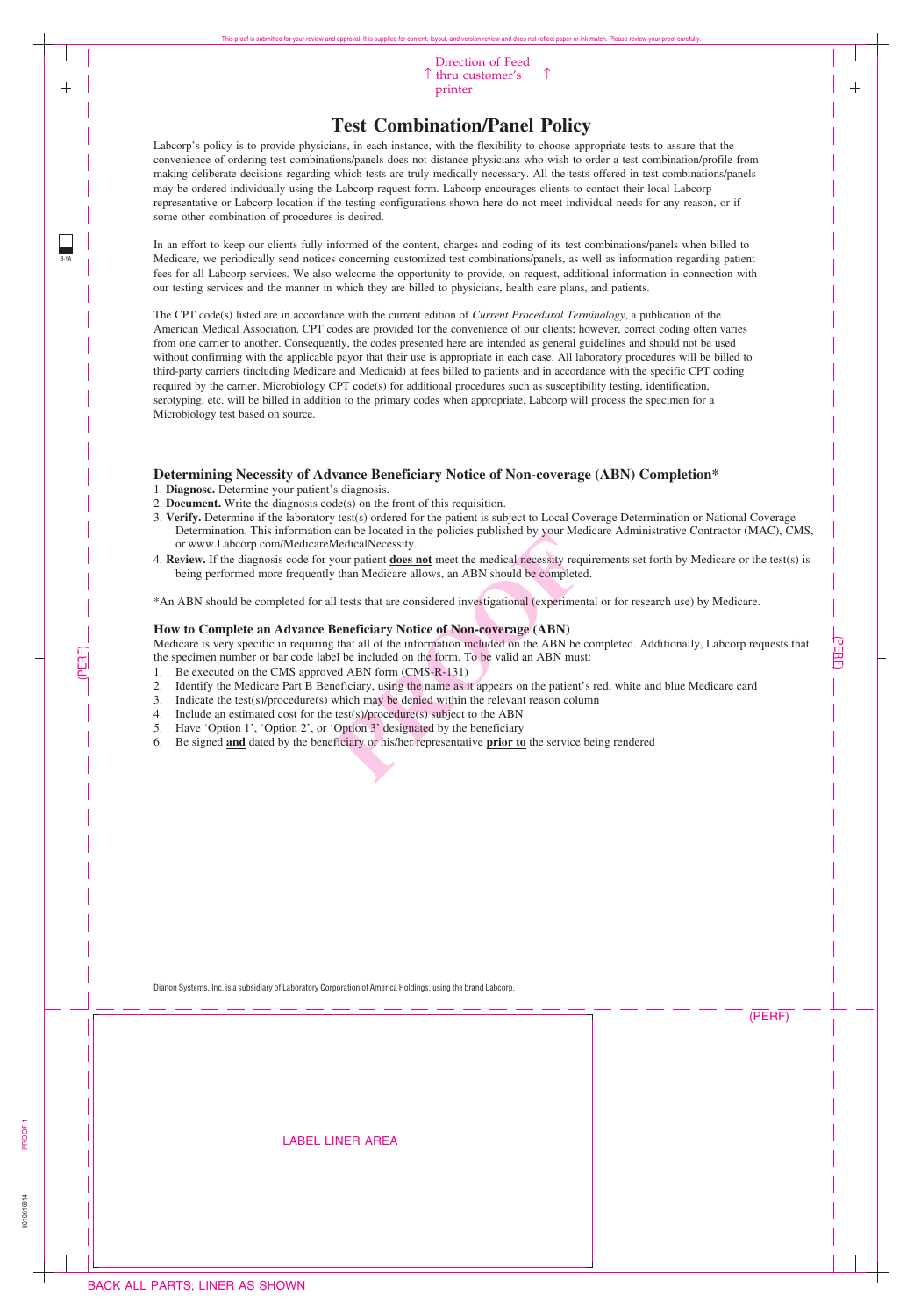# Test Combination/Panel Policy

Labcorp's policy is to provide physicians, in each instance, with the flexibility to choose appropriate tests to assure that the convenience of ordering test combinations/panels does not distance physicians who wish to order a test combination/profile from making deliberate decisions regarding which tests are truly medically necessary. All the tests offered in test combinations/panels may be ordered individually using the Labcorp request form. Labcorp encourages clients to contact their local Labcorp representative or Labcorp location if the testing configurations shown here do not meet individual needs for any reason, or if some other combination of procedures is desired.

In an effort to keep our clients fully informed of the content, charges and coding of its test combinations/panels when billed to Medicare, we periodically send notices concerning customized test combinations/panels, as well as information regarding patient fees for all Labcorp services. We also welcome the opportunity to provide, on request, additional information in connection with our testing services and the manner in which they are billed to physicians, health care plans, and patients.

The CPT code(s) listed are in accordance with the current edition of *Current Procedural Terminology*, a publication of the American Medical Association. CPT codes are provided for the convenience of our clients; however, correct coding often varies from one carrier to another. Consequently, the codes presented here are intended as general guidelines and should not be used without confirming with the applicable payor that their use is appropriate in each case. All laboratory procedures will be billed to third-party carriers (including Medicare and Medicaid) at fees billed to patients and in accordance with the specific CPT coding required by the carrier. Microbiology CPT code(s) for additional procedures such as susceptibility testing, identification, serotyping, etc. will be billed in addition to the primary codes when appropriate. Labcorp will process the specimen for a Microbiology test based on source.

## Determining Necessity of Advance Beneficiary Notice of Non-coverage (ABN) Completion*

1. **Diagnose.** Determine your patient's diagnosis.
2. **Document.** Write the diagnosis code(s) on the front of this requisition.
3. **Verify.** Determine if the laboratory test(s) ordered for the patient is subject to Local Coverage Determination or National Coverage Determination. This information can be located in the policies published by your Medicare Administrative Contractor (MAC), CMS, or www.Labcorp.com/MedicareMedicalNecessity.
4. **Review.** If the diagnosis code for your patient **does not** meet the medical necessity requirements set forth by Medicare or the test(s) is being performed more frequently than Medicare allows, an ABN should be completed.

*An ABN should be completed for all tests that are considered investigational (experimental or for research use) by Medicare.

## How to Complete an Advance Beneficiary Notice of Non-coverage (ABN)

Medicare is very specific in requiring that all of the information included on the ABN be completed. Additionally, Labcorp requests that the specimen number or bar code label be included on the form. To be valid an ABN must:

1. Be executed on the CMS approved ABN form (CMS-R-131)
2. Identify the Medicare Part B Beneficiary, using the name as it appears on the patient's red, white and blue Medicare card
3. Indicate the test(s)/procedure(s) which may be denied within the relevant reason column
4. Include an estimated cost for the test(s)/procedure(s) subject to the ABN
5. Have 'Option 1', 'Option 2', or 'Option 3' designated by the beneficiary
6. Be signed **and** dated by the beneficiary or his/her representative **prior to** the service being rendered

Dianon Systems, Inc. is a subsidiary of Laboratory Corporation of America Holdings, using the brand Labcorp.